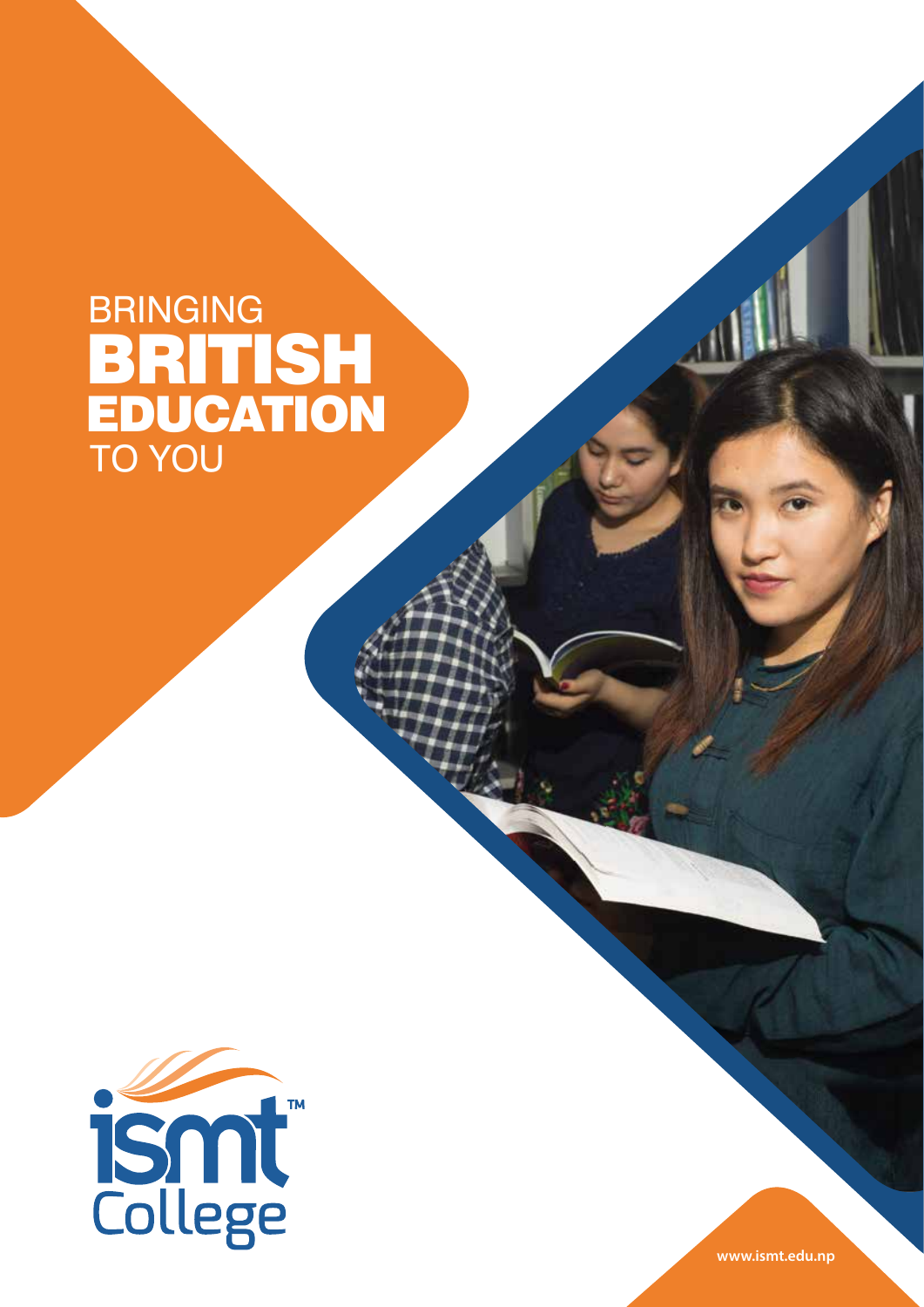# BRINGING BRITISH EDUCATION TO YOU

ismt™ College

www.ismt.edu.np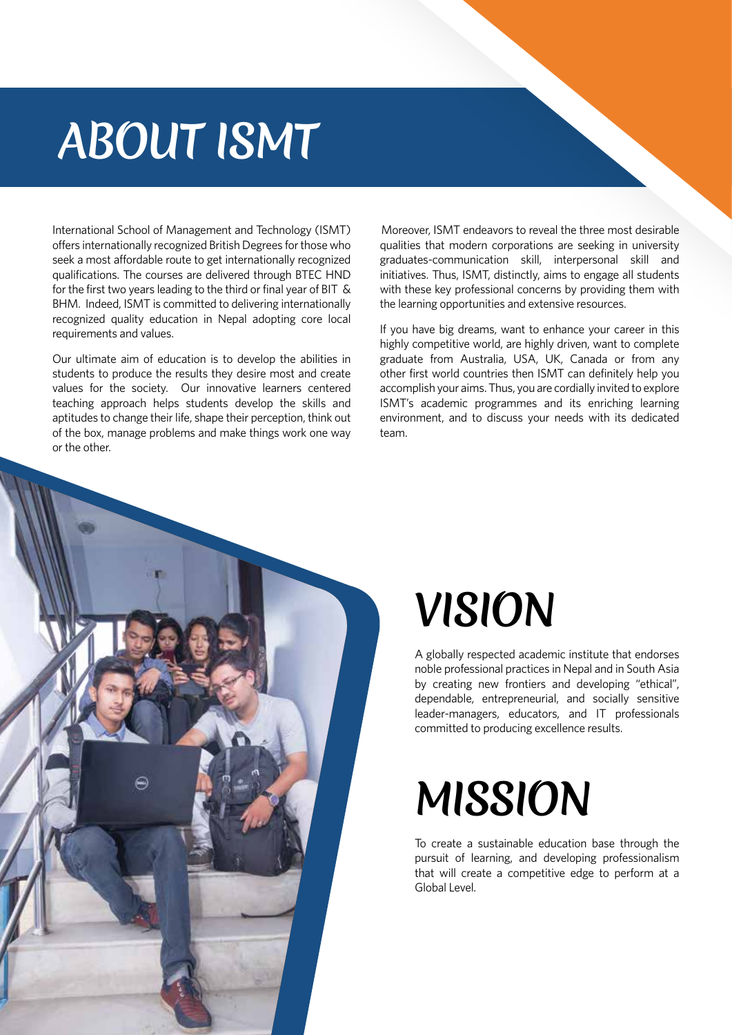# ABOUT ISMT

International School of Management and Technology (ISMT) offers internationally recognized British Degrees for those who seek a most affordable route to get internationally recognized qualifications. The courses are delivered through BTEC HND for the first two years leading to the third or final year of BIT & BHM. Indeed, ISMT is committed to delivering internationally recognized quality education in Nepal adopting core local requirements and values.

Our ultimate aim of education is to develop the abilities in students to produce the results they desire most and create values for the society. Our innovative learners centered teaching approach helps students develop the skills and aptitudes to change their life, shape their perception, think out of the box, manage problems and make things work one way or the other.

Moreover, ISMT endeavors to reveal the three most desirable qualities that modern corporations are seeking in university graduates-communication skill, interpersonal skill and initiatives. Thus, ISMT, distinctly, aims to engage all students with these key professional concerns by providing them with the learning opportunities and extensive resources.

If you have big dreams, want to enhance your career in this highly competitive world, are highly driven, want to complete graduate from Australia, USA, UK, Canada or from any other first world countries then ISMT can definitely help you accomplish your aims. Thus, you are cordially invited to explore ISMT's academic programmes and its enriching learning environment, and to discuss your needs with its dedicated team.

# VISION

A globally respected academic institute that endorses noble professional practices in Nepal and in South Asia by creating new frontiers and developing "ethical", dependable, entrepreneurial, and socially sensitive leader-managers, educators, and IT professionals committed to producing excellence results.

# MISSION

To create a sustainable education base through the pursuit of learning, and developing professionalism that will create a competitive edge to perform at a Global Level.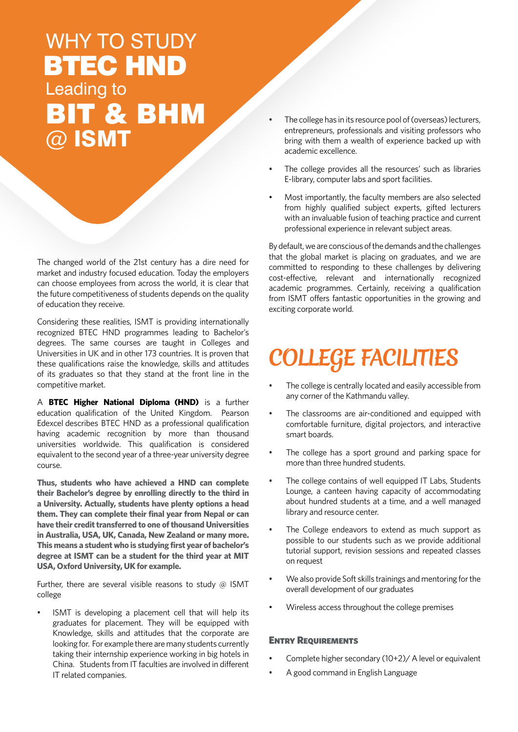# WHY TO STUDY BTEC HND Leading to BIT & BHM @ ISMT

The changed world of the 21st century has a dire need for market and industry focused education. Today the employers can choose employees from across the world, it is clear that the future competitiveness of students depends on the quality of education they receive.

Considering these realities, ISMT is providing internationally recognized BTEC HND programmes leading to Bachelor's degrees. The same courses are taught in Colleges and Universities in UK and in other 173 countries. It is proven that these qualifications raise the knowledge, skills and attitudes of its graduates so that they stand at the front line in the competitive market.

A **BTEC Higher National Diploma (HND)** is a further education qualification of the United Kingdom. Pearson Edexcel describes BTEC HND as a professional qualification having academic recognition by more than thousand universities worldwide. This qualification is considered equivalent to the second year of a three-year university degree course.

**Thus, students who have achieved a HND can complete their Bachelor's degree by enrolling directly to the third in a University. Actually, students have plenty options a head them. They can complete their final year from Nepal or can have their credit transferred to one of thousand Universities in Australia, USA, UK, Canada, New Zealand or many more. This means a student who is studying first year of bachelor's degree at ISMT can be a student for the third year at MIT USA, Oxford University, UK for example.**

Further, there are several visible reasons to study @ ISMT college

- ISMT is developing a placement cell that will help its graduates for placement. They will be equipped with Knowledge, skills and attitudes that the corporate are looking for. For example there are many students currently taking their internship experience working in big hotels in China. Students from IT faculties are involved in different IT related companies.
- The college has in its resource pool of (overseas) lecturers, entrepreneurs, professionals and visiting professors who bring with them a wealth of experience backed up with academic excellence.
- The college provides all the resources' such as libraries E-library, computer labs and sport facilities.
- Most importantly, the faculty members are also selected from highly qualified subject experts, gifted lecturers with an invaluable fusion of teaching practice and current professional experience in relevant subject areas.

By default, we are conscious of the demands and the challenges that the global market is placing on graduates, and we are committed to responding to these challenges by delivering cost-effective, relevant and internationally recognized academic programmes. Certainly, receiving a qualification from ISMT offers fantastic opportunities in the growing and exciting corporate world.

## COLLEGE FACILITIES

- The college is centrally located and easily accessible from any corner of the Kathmandu valley.
- The classrooms are air-conditioned and equipped with comfortable furniture, digital projectors, and interactive smart boards.
- The college has a sport ground and parking space for more than three hundred students.
- The college contains of well equipped IT Labs, Students Lounge, a canteen having capacity of accommodating about hundred students at a time, and a well managed library and resource center.
- The College endeavors to extend as much support as possible to our students such as we provide additional tutorial support, revision sessions and repeated classes on request
- We also provide Soft skills trainings and mentoring for the overall development of our graduates
- Wireless access throughout the college premises

### Entry Requirements

- Complete higher secondary (10+2)/ A level or equivalent
- A good command in English Language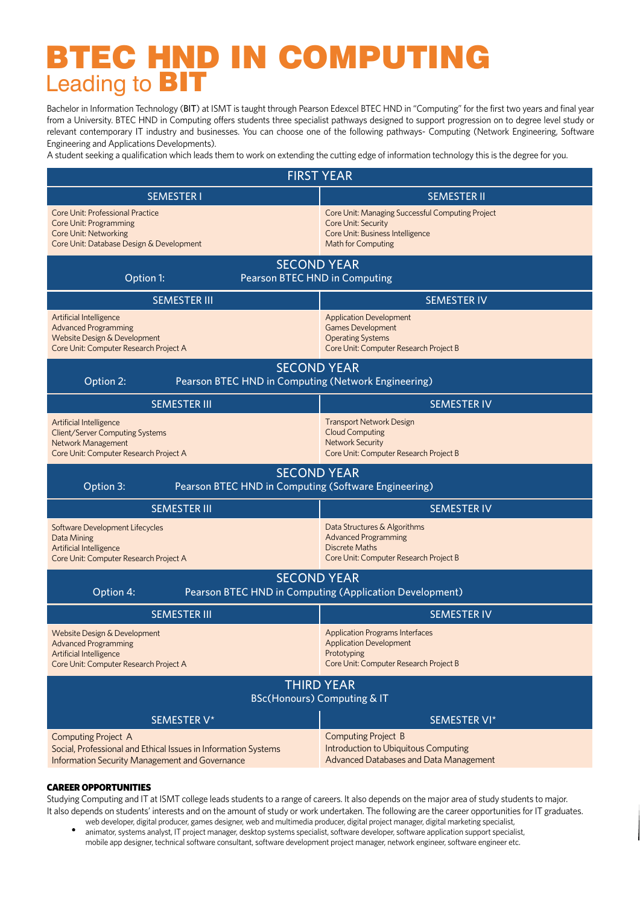# BTEC HND IN COMPUTING

## Leading to BIT

Bachelor in Information Technology (BIT) at ISMT is taught through Pearson Edexcel BTEC HND in "Computing" for the first two years and final year from a University. BTEC HND in Computing offers students three specialist pathways designed to support progression on to degree level study or relevant contemporary IT industry and businesses. You can choose one of the following pathways- Computing (Network Engineering, Software Engineering and Applications Developments).

A student seeking a qualification which leads them to work on extending the cutting edge of information technology this is the degree for you.

| FIRST YEAR | |
|---|---|
| **SEMESTER I** | **SEMESTER II** |
| Core Unit: Professional Practice<br>Core Unit: Programming<br>Core Unit: Networking<br>Core Unit: Database Design & Development | Core Unit: Managing Successful Computing Project<br>Core Unit: Security<br>Core Unit: Business Intelligence<br>Math for Computing |
| **SECOND YEAR**<br>Option 1: Pearson BTEC HND in Computing | |
| **SEMESTER III** | **SEMESTER IV** |
| Artificial Intelligence<br>Advanced Programming<br>Website Design & Development<br>Core Unit: Computer Research Project A | Application Development<br>Games Development<br>Operating Systems<br>Core Unit: Computer Research Project B |
| **SECOND YEAR**<br>Option 2: Pearson BTEC HND in Computing (Network Engineering) | |
| **SEMESTER III** | **SEMESTER IV** |
| Artificial Intelligence<br>Client/Server Computing Systems<br>Network Management<br>Core Unit: Computer Research Project A | Transport Network Design<br>Cloud Computing<br>Network Security<br>Core Unit: Computer Research Project B |
| **SECOND YEAR**<br>Option 3: Pearson BTEC HND in Computing (Software Engineering) | |
| **SEMESTER III** | **SEMESTER IV** |
| Software Development Lifecycles<br>Data Mining<br>Artificial Intelligence<br>Core Unit: Computer Research Project A | Data Structures & Algorithms<br>Advanced Programming<br>Discrete Maths<br>Core Unit: Computer Research Project B |
| **SECOND YEAR**<br>Option 4: Pearson BTEC HND in Computing (Application Development) | |
| **SEMESTER III** | **SEMESTER IV** |
| Website Design & Development<br>Advanced Programming<br>Artificial Intelligence<br>Core Unit: Computer Research Project A | Application Programs Interfaces<br>Application Development<br>Prototyping<br>Core Unit: Computer Research Project B |
| **THIRD YEAR**<br>BSc(Honours) Computing & IT | |
| **SEMESTER V*** | **SEMESTER VI*** |
| Computing Project A<br>Social, Professional and Ethical Issues in Information Systems<br>Information Security Management and Governance | Computing Project B<br>Introduction to Ubiquitous Computing<br>Advanced Databases and Data Management |

### CAREER OPPORTUNITIES

Studying Computing and IT at ISMT college leads students to a range of careers. It also depends on the major area of study students to major. It also depends on students' interests and on the amount of study or work undertaken. The following are the career opportunities for IT graduates.

- web developer, digital producer, games designer, web and multimedia producer, digital project manager, digital marketing specialist, animator, systems analyst, IT project manager, desktop systems specialist, software developer, software application support specialist, mobile app designer, technical software consultant, software development project manager, network engineer, software engineer etc.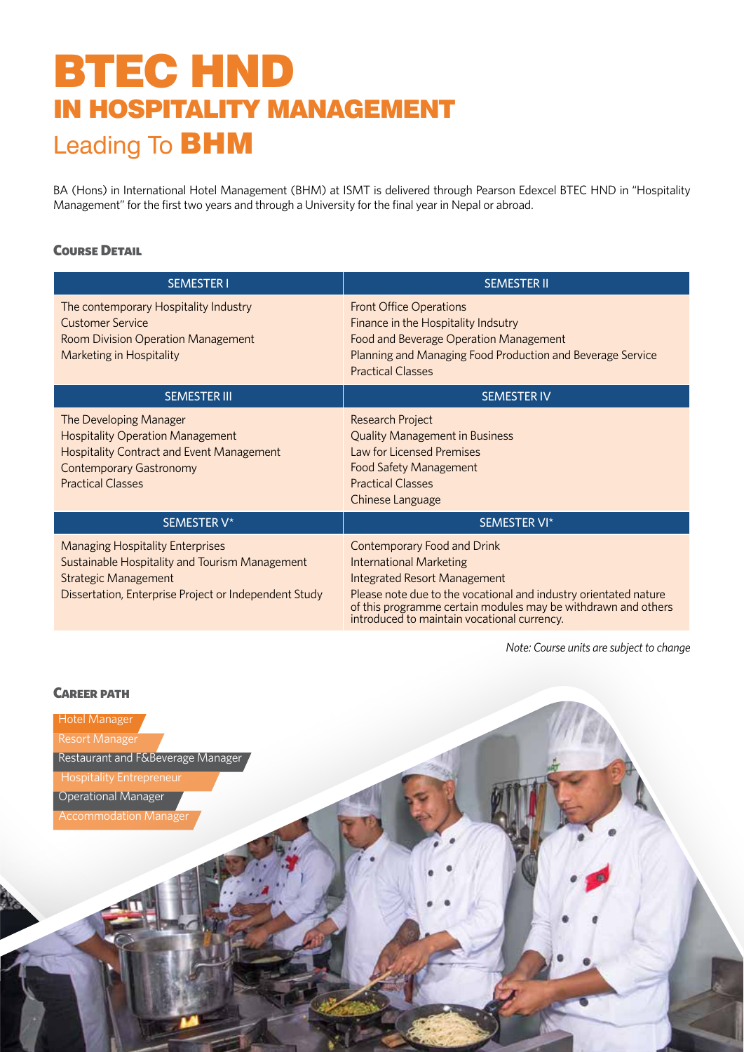# BTEC HND
## IN HOSPITALITY MANAGEMENT
## Leading To **BHM**

BA (Hons) in International Hotel Management (BHM) at ISMT is delivered through Pearson Edexcel BTEC HND in "Hospitality Management" for the first two years and through a University for the final year in Nepal or abroad.

### Course Detail

| SEMESTER I | SEMESTER II |
|---|---|
| The contemporary Hospitality Industry<br>Customer Service<br>Room Division Operation Management<br>Marketing in Hospitality | Front Office Operations<br>Finance in the Hospitality Indsutry<br>Food and Beverage Operation Management<br>Planning and Managing Food Production and Beverage Service<br>Practical Classes |
| **SEMESTER III** | **SEMESTER IV** |
| The Developing Manager<br>Hospitality Operation Management<br>Hospitality Contract and Event Management<br>Contemporary Gastronomy<br>Practical Classes | Research Project<br>Quality Management in Business<br>Law for Licensed Premises<br>Food Safety Management<br>Practical Classes<br>Chinese Language |
| **SEMESTER V*** | **SEMESTER VI*** |
| Managing Hospitality Enterprises<br>Sustainable Hospitality and Tourism Management<br>Strategic Management<br>Dissertation, Enterprise Project or Independent Study | Contemporary Food and Drink<br>International Marketing<br>Integrated Resort Management<br>Please note due to the vocational and industry orientated nature of this programme certain modules may be withdrawn and others introduced to maintain vocational currency. |

*Note: Course units are subject to change*

### Career path

- Hotel Manager
- Resort Manager
- Restaurant and F&Beverage Manager
- Hospitality Entrepreneur
- Operational Manager
- Accommodation Manager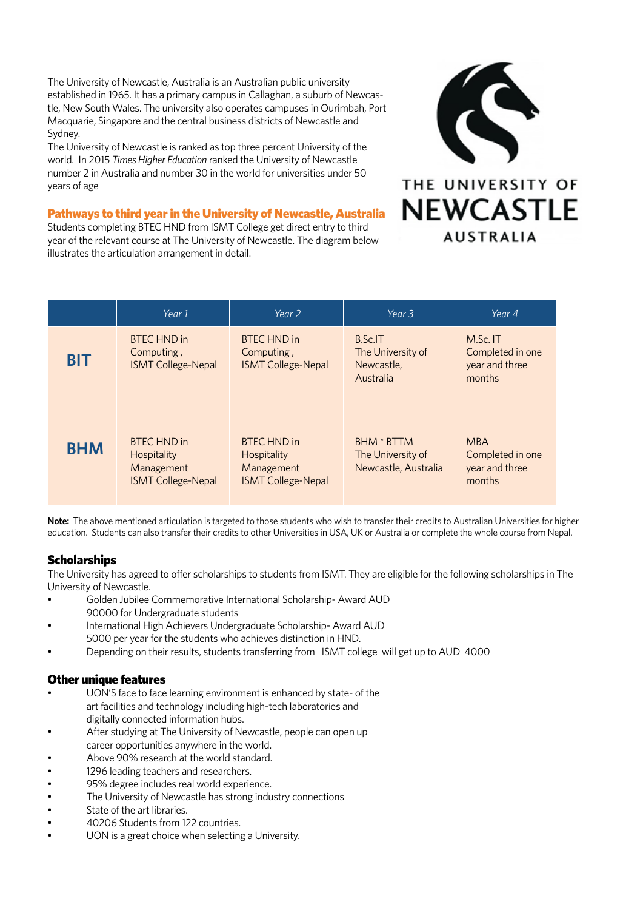The University of Newcastle, Australia is an Australian public university established in 1965. It has a primary campus in Callaghan, a suburb of Newcastle, New South Wales. The university also operates campuses in Ourimbah, Port Macquarie, Singapore and the central business districts of Newcastle and Sydney.

The University of Newcastle is ranked as top three percent University of the world. In 2015 *Times Higher Education* ranked the University of Newcastle number 2 in Australia and number 30 in the world for universities under 50 years of age

THE UNIVERSITY OF NEWCASTLE AUSTRALIA

## Pathways to third year in the University of Newcastle, Australia

Students completing BTEC HND from ISMT College get direct entry to third year of the relevant course at The University of Newcastle. The diagram below illustrates the articulation arrangement in detail.

| | *Year 1* | *Year 2* | *Year 3* | *Year 4* |
|---|---|---|---|---|
| **BIT** | BTEC HND in Computing , ISMT College-Nepal | BTEC HND in Computing , ISMT College-Nepal | B.Sc.IT The University of Newcastle, Australia | M.Sc. IT Completed in one year and three months |
| **BHM** | BTEC HND in Hospitality Management ISMT College-Nepal | BTEC HND in Hospitality Management ISMT College-Nepal | BHM * BTTM The University of Newcastle, Australia | MBA Completed in one year and three months |

**Note:** The above mentioned articulation is targeted to those students who wish to transfer their credits to Australian Universities for higher education. Students can also transfer their credits to other Universities in USA, UK or Australia or complete the whole course from Nepal.

## Scholarships

The University has agreed to offer scholarships to students from ISMT. They are eligible for the following scholarships in The University of Newcastle.

- Golden Jubilee Commemorative International Scholarship- Award AUD 90000 for Undergraduate students
- International High Achievers Undergraduate Scholarship- Award AUD 5000 per year for the students who achieves distinction in HND.
- Depending on their results, students transferring from ISMT college will get up to AUD 4000

## Other unique features

- UON'S face to face learning environment is enhanced by state- of the art facilities and technology including high-tech laboratories and digitally connected information hubs.
- After studying at The University of Newcastle, people can open up career opportunities anywhere in the world.
- Above 90% research at the world standard.
- 1296 leading teachers and researchers.
- 95% degree includes real world experience.
- The University of Newcastle has strong industry connections
- State of the art libraries.
- 40206 Students from 122 countries.
- UON is a great choice when selecting a University.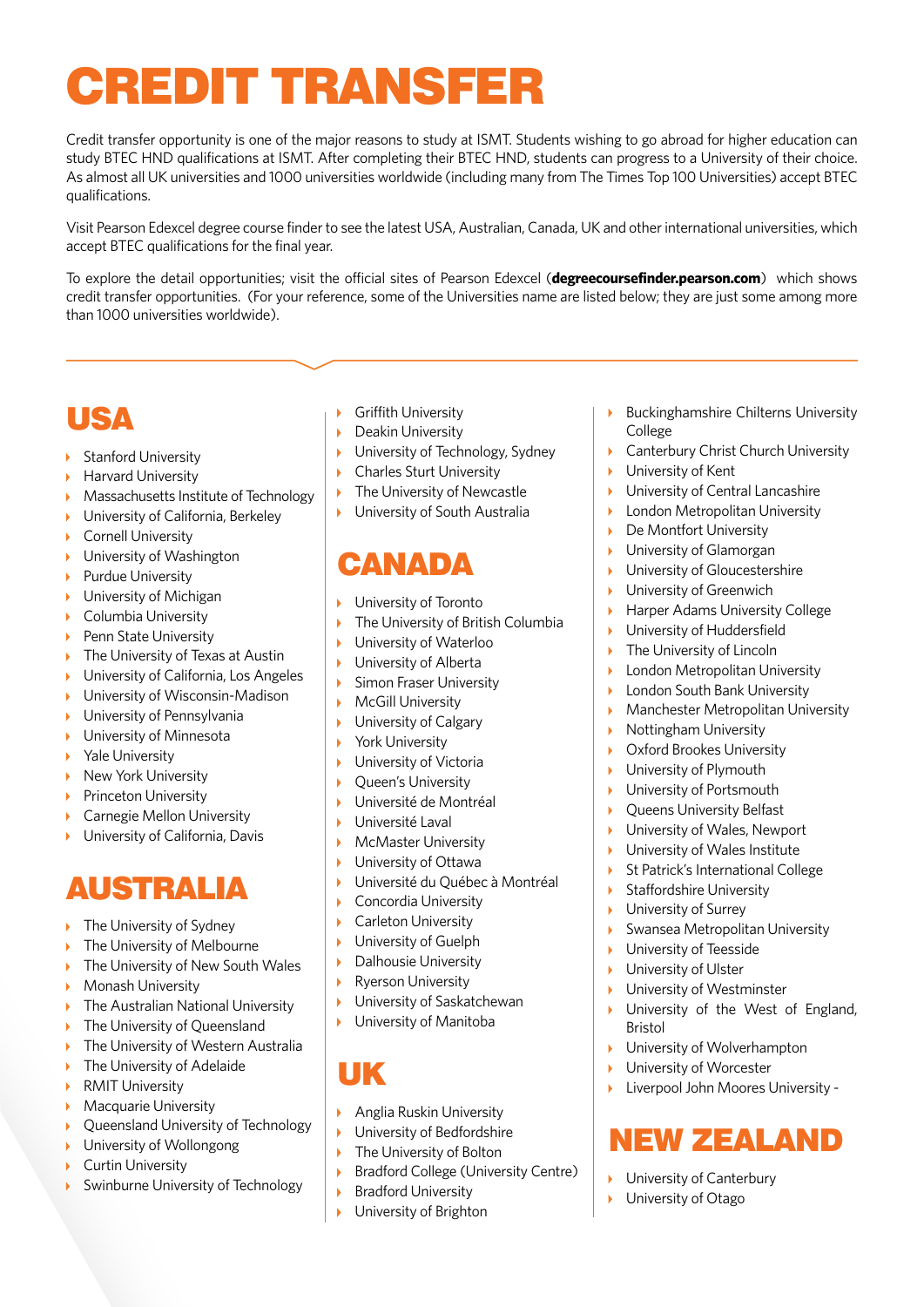# CREDIT TRANSFER

Credit transfer opportunity is one of the major reasons to study at ISMT. Students wishing to go abroad for higher education can study BTEC HND qualifications at ISMT. After completing their BTEC HND, students can progress to a University of their choice. As almost all UK universities and 1000 universities worldwide (including many from The Times Top 100 Universities) accept BTEC qualifications.

Visit Pearson Edexcel degree course finder to see the latest USA, Australian, Canada, UK and other international universities, which accept BTEC qualifications for the final year.

To explore the detail opportunities; visit the official sites of Pearson Edexcel (**degreecoursefinder.pearson.com**) which shows credit transfer opportunities. (For your reference, some of the Universities name are listed below; they are just some among more than 1000 universities worldwide).

## USA

- Stanford University
- Harvard University
- Massachusetts Institute of Technology
- University of California, Berkeley
- Cornell University
- University of Washington
- Purdue University
- University of Michigan
- Columbia University
- Penn State University
- The University of Texas at Austin
- University of California, Los Angeles
- University of Wisconsin-Madison
- University of Pennsylvania
- University of Minnesota
- Yale University
- New York University
- Princeton University
- Carnegie Mellon University
- University of California, Davis

## AUSTRALIA

- The University of Sydney
- The University of Melbourne
- The University of New South Wales
- Monash University
- The Australian National University
- The University of Queensland
- The University of Western Australia
- The University of Adelaide
- RMIT University
- Macquarie University
- Queensland University of Technology
- University of Wollongong
- Curtin University
- Swinburne University of Technology
- Griffith University
- Deakin University
- University of Technology, Sydney
- Charles Sturt University
- The University of Newcastle
- University of South Australia

## CANADA

- University of Toronto
- The University of British Columbia
- University of Waterloo
- University of Alberta
- Simon Fraser University
- McGill University
- University of Calgary
- York University
- University of Victoria
- Queen's University
- Université de Montréal
- Université Laval
- McMaster University
- University of Ottawa
- Université du Québec à Montréal
- Concordia University
- Carleton University
- University of Guelph
- Dalhousie University
- Ryerson University
- University of Saskatchewan
- University of Manitoba

## UK

- Anglia Ruskin University
- University of Bedfordshire
- The University of Bolton
- Bradford College (University Centre)
- Bradford University
- University of Brighton
- Buckinghamshire Chilterns University College
- Canterbury Christ Church University
- University of Kent
- University of Central Lancashire
- London Metropolitan University
- De Montfort University
- University of Glamorgan
- University of Gloucestershire
- University of Greenwich
- Harper Adams University College
- University of Huddersfield
- The University of Lincoln
- London Metropolitan University
- London South Bank University
- Manchester Metropolitan University
- Nottingham University
- Oxford Brookes University
- University of Plymouth
- University of Portsmouth
- Queens University Belfast
- University of Wales, Newport
- University of Wales Institute
- St Patrick's International College
- Staffordshire University
- University of Surrey
- Swansea Metropolitan University
- University of Teesside
- University of Ulster
- University of Westminster
- University of the West of England, Bristol
- University of Wolverhampton
- University of Worcester
- Liverpool John Moores University -

## NEW ZEALAND

- University of Canterbury
- University of Otago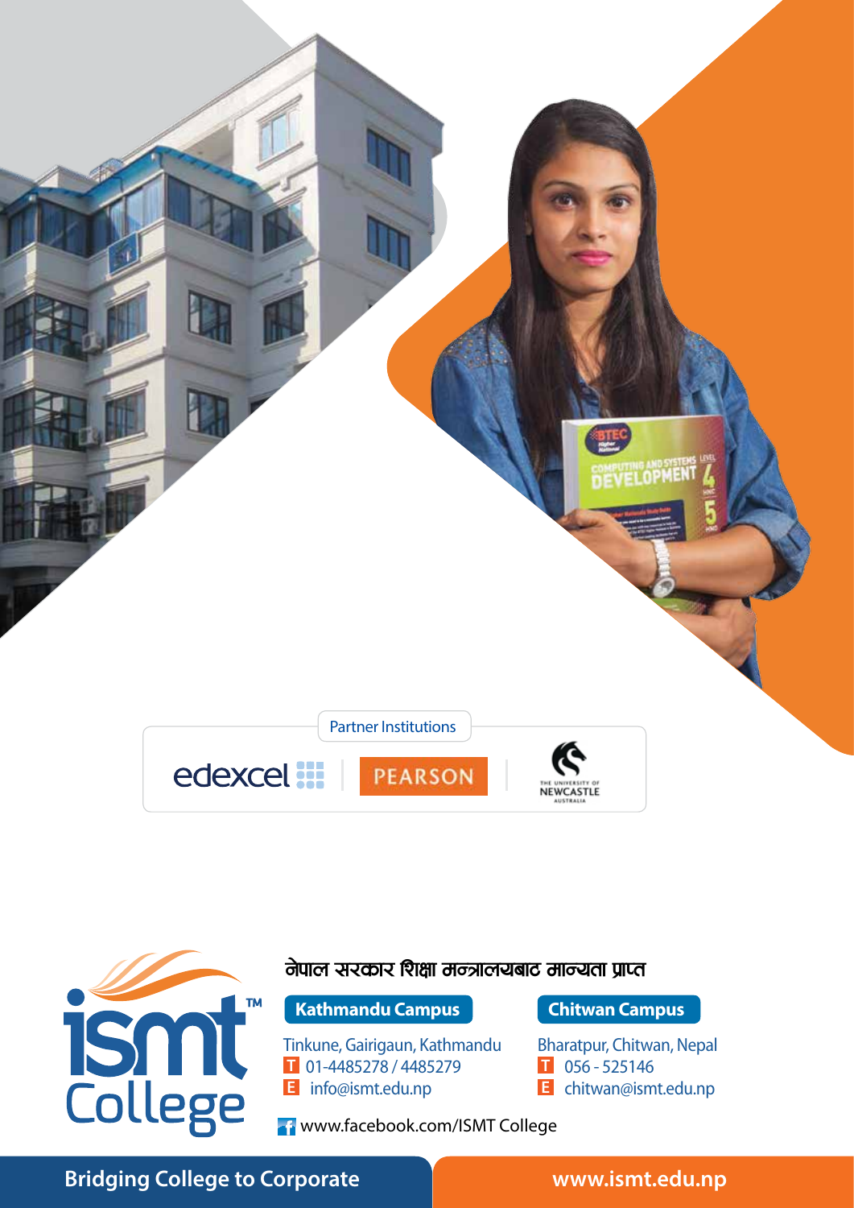Partner Institutions

edexcel | PEARSON | THE UNIVERSITY OF NEWCASTLE AUSTRALIA

ismt College

नेपाल सरकार शिक्षा मन्त्रालयबाट मान्यता प्राप्त

**Kathmandu Campus**

Tinkune, Gairigaun, Kathmandu
T 01-4485278 / 4485279
E info@ismt.edu.np

**Chitwan Campus**

Bharatpur, Chitwan, Nepal
T 056 - 525146
E chitwan@ismt.edu.np

www.facebook.com/ISMT College

**Bridging College to Corporate**

**www.ismt.edu.np**